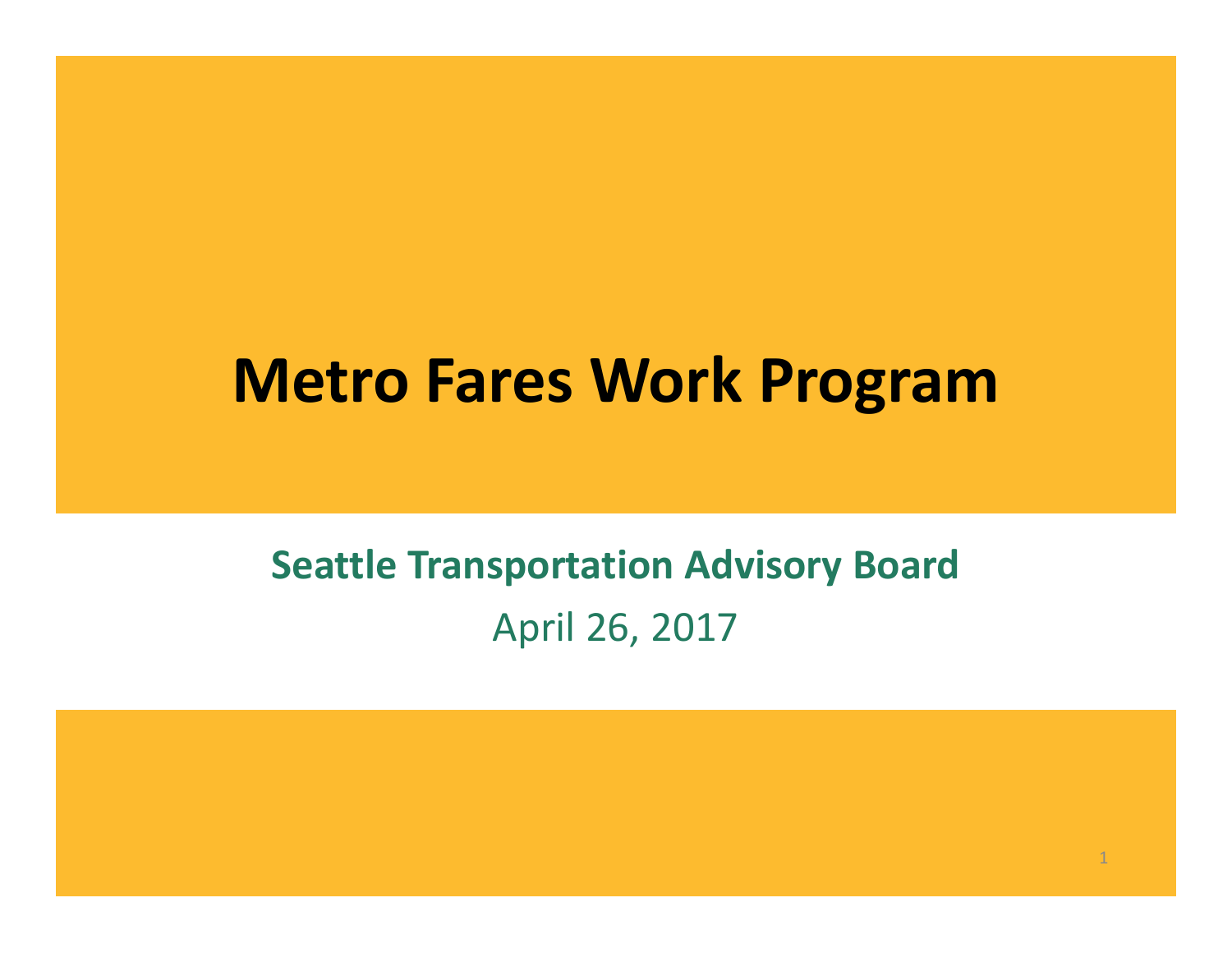# Metro Fares Work Program

**Seattle Transportation Advisory Board**

April 26, 2017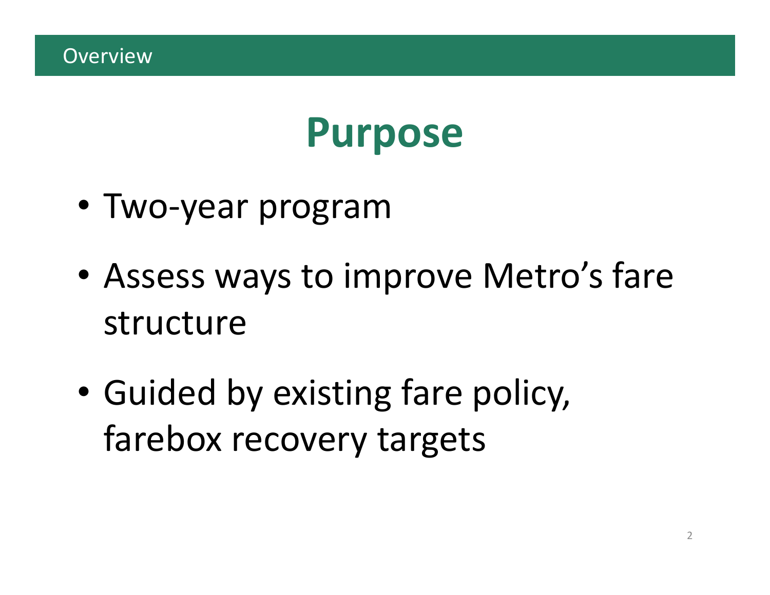Overview

# Purpose

- Two-year program
- Assess ways to improve Metro's fare structure
- Guided by existing fare policy, farebox recovery targets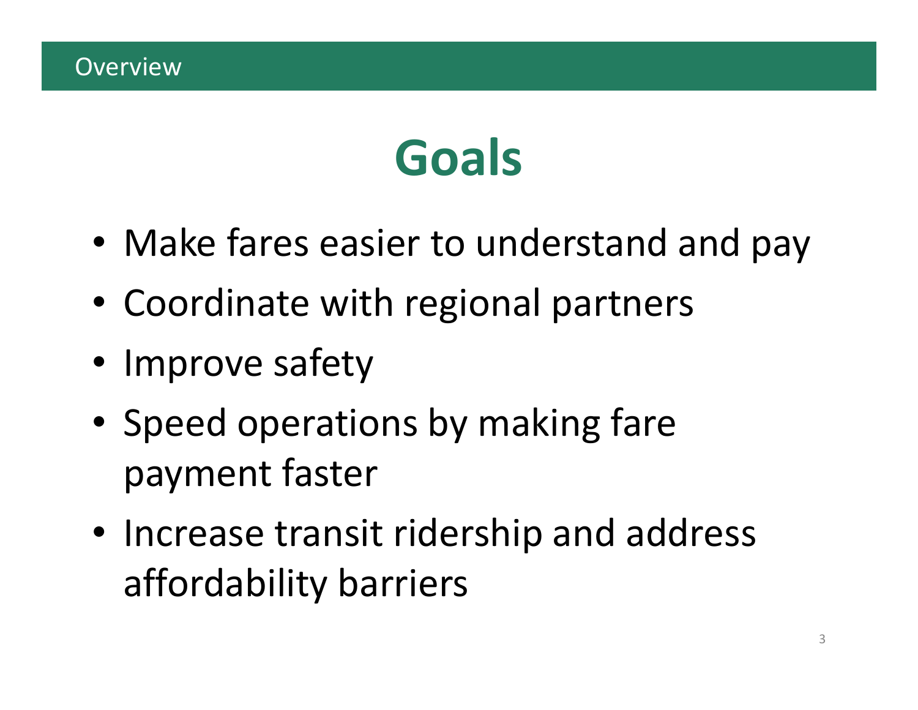Overview

# Goals

- Make fares easier to understand and pay
- Coordinate with regional partners
- Improve safety
- Speed operations by making fare payment faster
- Increase transit ridership and address affordability barriers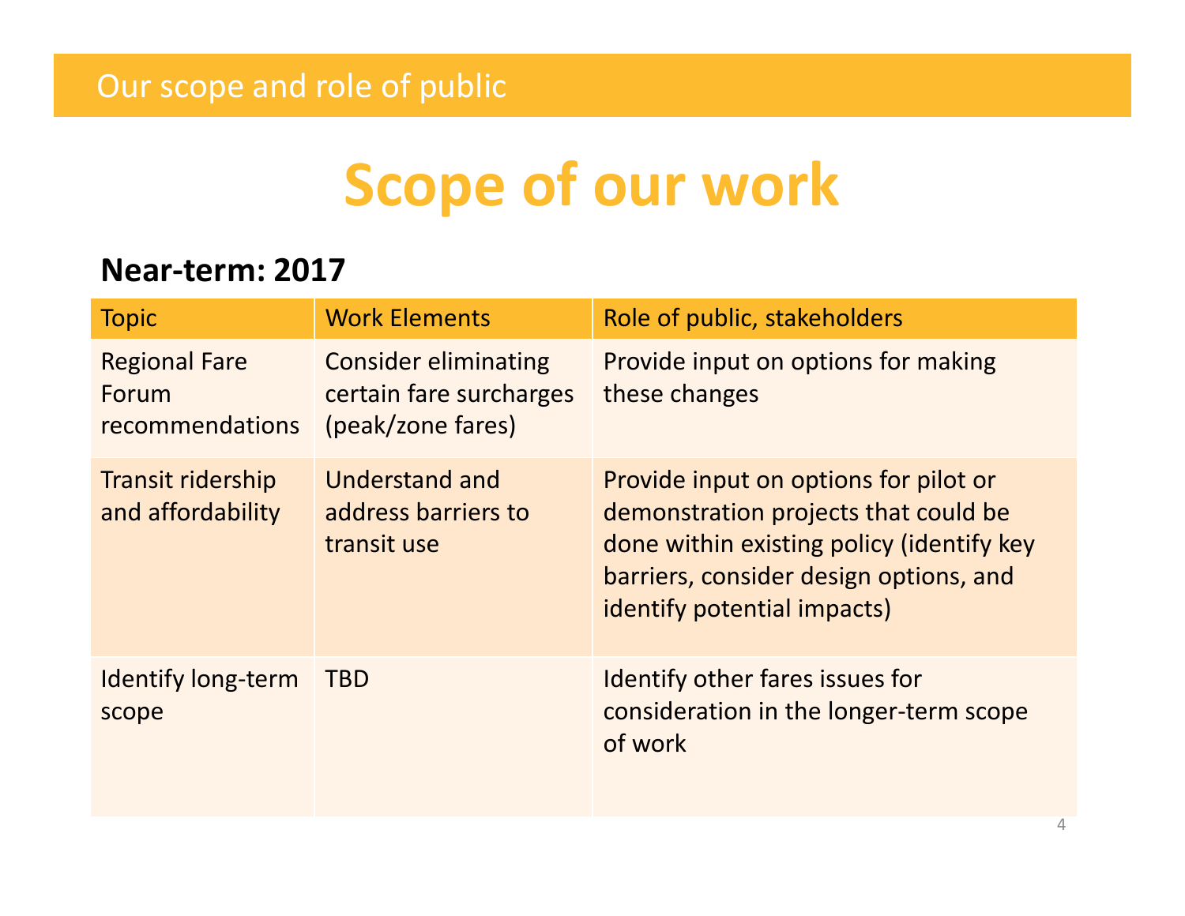Our scope and role of public

# Scope of our work

## Near-term: 2017

| Topic | Work Elements | Role of public, stakeholders |
|---|---|---|
| Regional Fare Forum recommendations | Consider eliminating certain fare surcharges (peak/zone fares) | Provide input on options for making these changes |
| Transit ridership and affordability | Understand and address barriers to transit use | Provide input on options for pilot or demonstration projects that could be done within existing policy (identify key barriers, consider design options, and identify potential impacts) |
| Identify long-term scope | TBD | Identify other fares issues for consideration in the longer-term scope of work |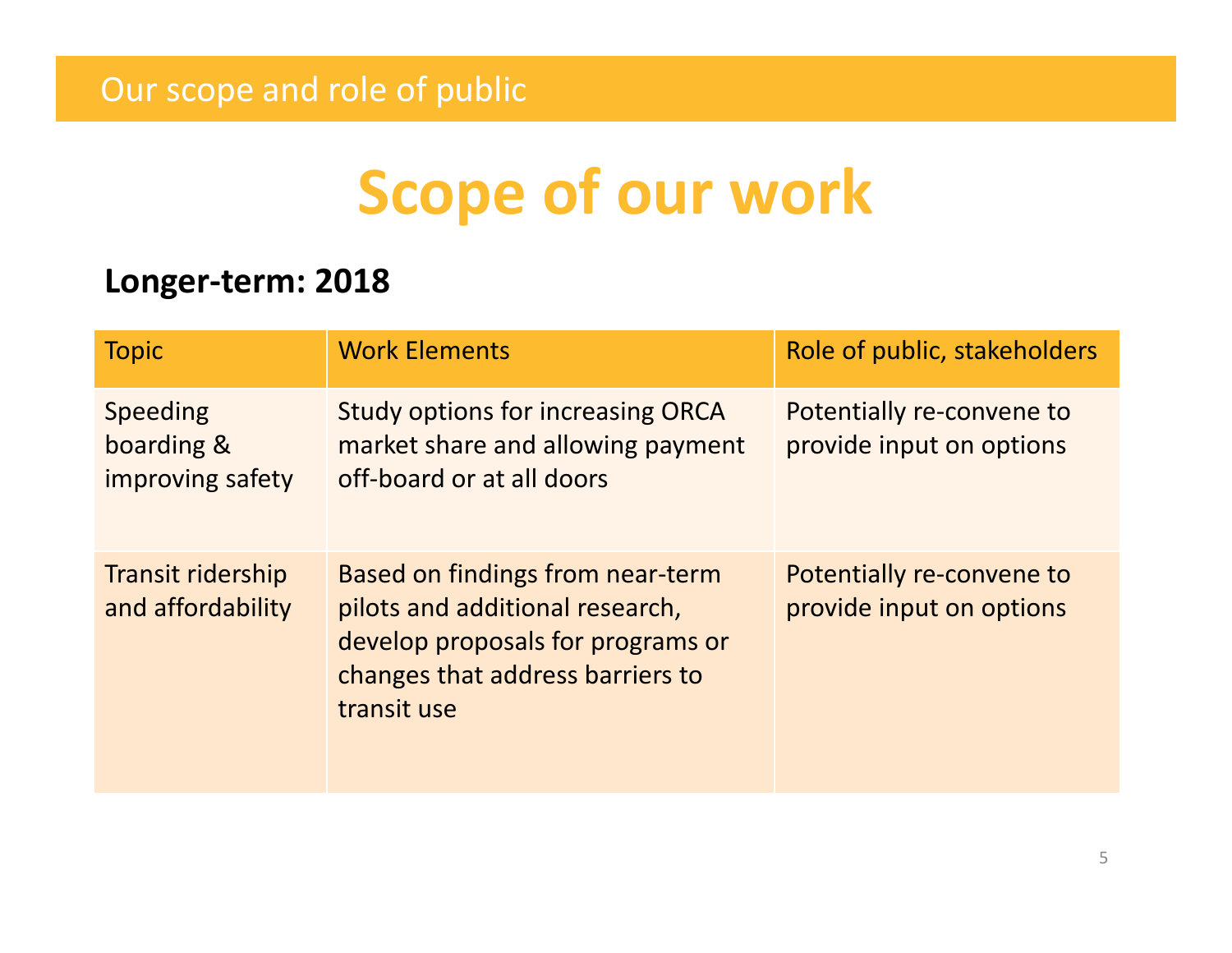Our scope and role of public

# Scope of our work

**Longer-term: 2018**

| Topic | Work Elements | Role of public, stakeholders |
|---|---|---|
| Speeding boarding & improving safety | Study options for increasing ORCA market share and allowing payment off-board or at all doors | Potentially re-convene to provide input on options |
| Transit ridership and affordability | Based on findings from near-term pilots and additional research, develop proposals for programs or changes that address barriers to transit use | Potentially re-convene to provide input on options |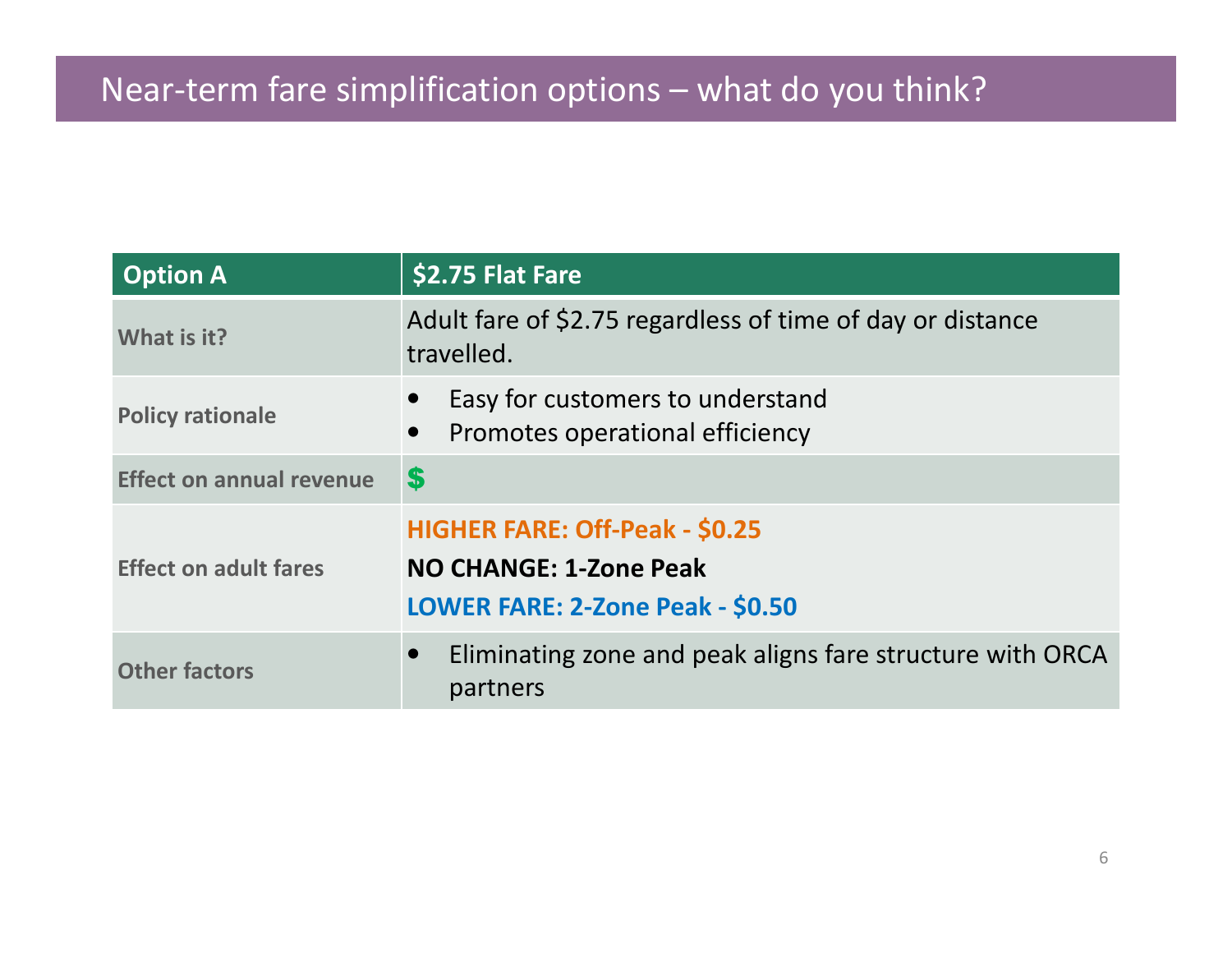# Near-term fare simplification options – what do you think?

| Option A | $2.75 Flat Fare |
|---|---|
| What is it? | Adult fare of $2.75 regardless of time of day or distance travelled. |
| Policy rationale | • Easy for customers to understand<br>• Promotes operational efficiency |
| Effect on annual revenue | $ |
| Effect on adult fares | **HIGHER FARE: Off-Peak - $0.25**<br>**NO CHANGE: 1-Zone Peak**<br>**LOWER FARE: 2-Zone Peak - $0.50** |
| Other factors | • Eliminating zone and peak aligns fare structure with ORCA partners |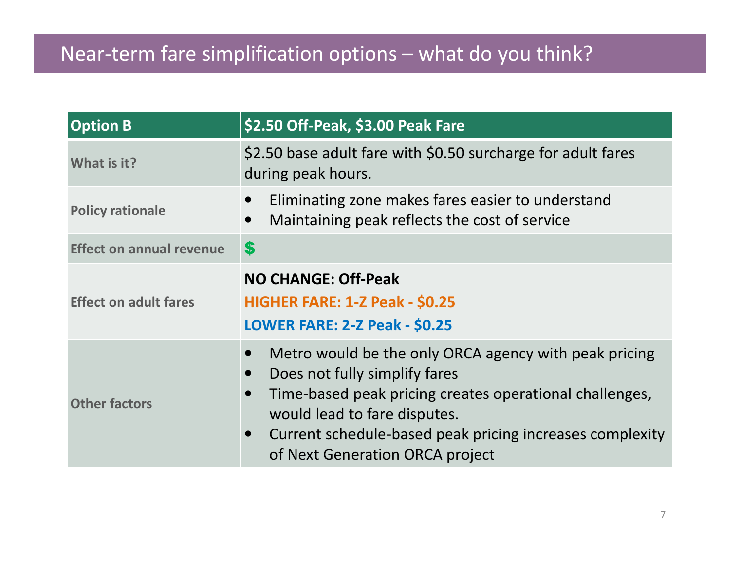# Near-term fare simplification options – what do you think?

| Option B | $2.50 Off-Peak, $3.00 Peak Fare |
|---|---|
| What is it? | $2.50 base adult fare with $0.50 surcharge for adult fares during peak hours. |
| Policy rationale | • Eliminating zone makes fares easier to understand<br>• Maintaining peak reflects the cost of service |
| Effect on annual revenue | $ |
| Effect on adult fares | **NO CHANGE: Off-Peak**<br>**HIGHER FARE: 1-Z Peak - $0.25**<br>**LOWER FARE: 2-Z Peak - $0.25** |
| Other factors | • Metro would be the only ORCA agency with peak pricing<br>• Does not fully simplify fares<br>• Time-based peak pricing creates operational challenges, would lead to fare disputes.<br>• Current schedule-based peak pricing increases complexity of Next Generation ORCA project |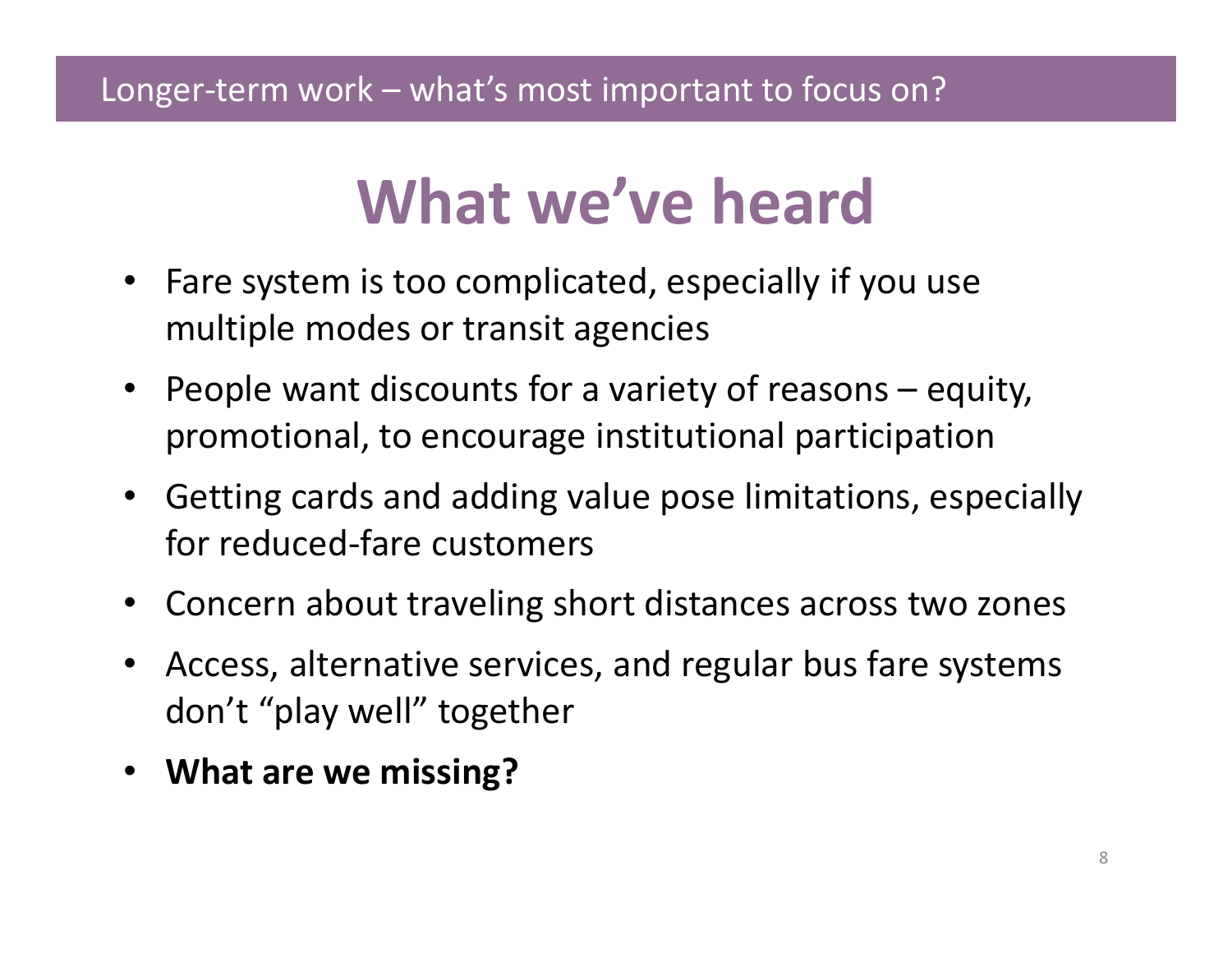Longer-term work – what's most important to focus on?

# What we've heard

- Fare system is too complicated, especially if you use multiple modes or transit agencies
- People want discounts for a variety of reasons – equity, promotional, to encourage institutional participation
- Getting cards and adding value pose limitations, especially for reduced-fare customers
- Concern about traveling short distances across two zones
- Access, alternative services, and regular bus fare systems don't "play well" together
- **What are we missing?**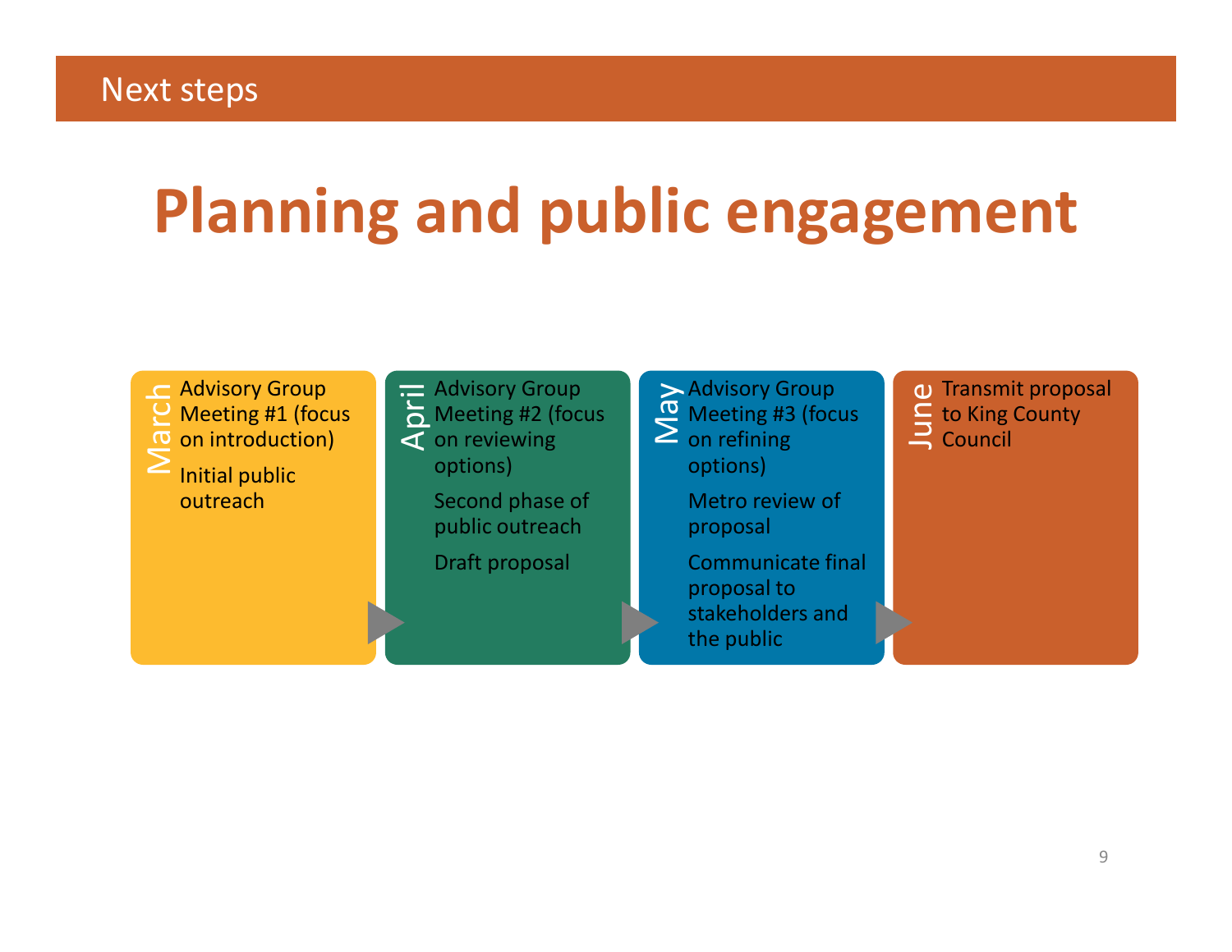Next steps

# Planning and public engagement

**March**
- Advisory Group Meeting #1 (focus on introduction)
- Initial public outreach

**April**
- Advisory Group Meeting #2 (focus on reviewing options)
- Second phase of public outreach
- Draft proposal

**May**
- Advisory Group Meeting #3 (focus on refining options)
- Metro review of proposal
- Communicate final proposal to stakeholders and the public

**June**
- Transmit proposal to King County Council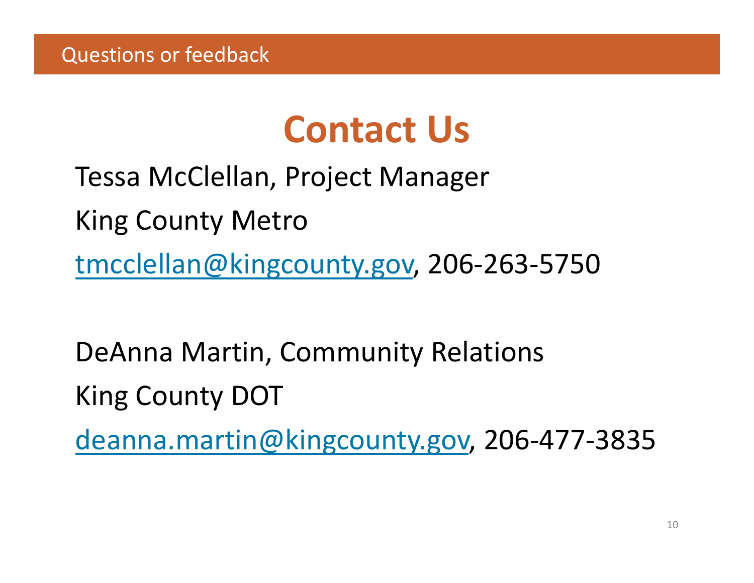Questions or feedback

# Contact Us

Tessa McClellan, Project Manager

King County Metro

tmcclellan@kingcounty.gov, 206-263-5750

DeAnna Martin, Community Relations

King County DOT

deanna.martin@kingcounty.gov, 206-477-3835